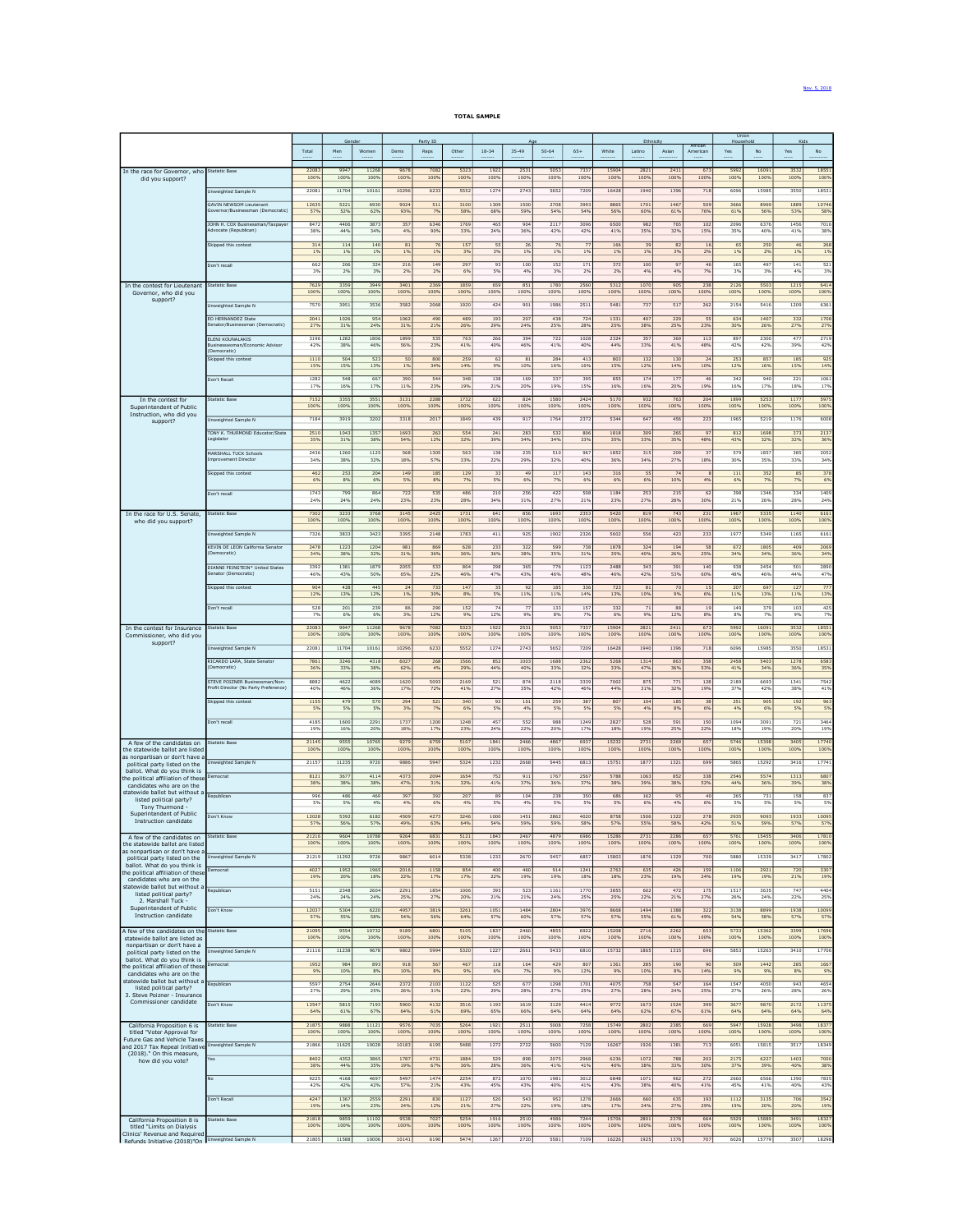Nov. 5, 2018

**TOTAL SAMPLE**

| | | Total | Gender | | Party ID | | | Age | | | | Ethnicity | | | | Union Household | | Kids | |
|---|---|---|---|---|---|---|---|---|---|---|---|---|---|---|---|---|---|---|---|
| | | | Men | Women | Dems | Reps | Other | 18-34 | 35-49 | 50-64 | 65+ | White | Latino | Asian | African American | Yes | No | Yes | No |
| In the race for Governor, who did you support? | Statistic Base | 22083 | 9947 | 11268 | 9678 | 7082 | 5323 | 1922 | 2531 | 5053 | 7337 | 15904 | 2821 | 2411 | 673 | 5992 | 16091 | 3532 | 18551 |
| | | 100% | 100% | 100% | 100% | 100% | 100% | 100% | 100% | 100% | 100% | 100% | 100% | 100% | 100% | 100% | 100% | 100% | 100% |
| | Unweighted Sample N | 22081 | 11704 | 10161 | 10296 | 6233 | 5552 | 1274 | 2743 | 5652 | 7209 | 16428 | 1940 | 1396 | 718 | 6096 | 15985 | 3550 | 18531 |
| | GAVIN NEWSOM Lieutenant Governor/Businessman (Democratic) | 12635 | 5221 | 6930 | 9024 | 511 | 3100 | 1309 | 1500 | 2708 | 3993 | 8865 | 1701 | 1467 | 509 | 3666 | 8969 | 1889 | 10746 |
| | | 57% | 52% | 62% | 93% | 7% | 58% | 68% | 59% | 54% | 54% | 56% | 60% | 61% | 76% | 61% | 56% | 53% | 58% |
| | JOHN H. COX Businessman/Taxpayer Advocate (Republican) | 8472 | 4406 | 3873 | 357 | 6346 | 1769 | 465 | 904 | 2117 | 3096 | 6500 | 982 | 765 | 102 | 2096 | 6376 | 1456 | 7016 |
| | | 38% | 44% | 34% | 4% | 90% | 33% | 24% | 36% | 42% | 42% | 41% | 35% | 32% | 15% | 35% | 40% | 41% | 38% |
| | Skipped this contest | 314 | 114 | 140 | 81 | 76 | 157 | 55 | 26 | 76 | 77 | 166 | 39 | 82 | 16 | 65 | 250 | 46 | 268 |
| | | 1% | 1% | 1% | 1% | 1% | 3% | 3% | 1% | 1% | 1% | 1% | 1% | 3% | 2% | 1% | 2% | 1% | 1% |
| | Don't recall | 662 | 206 | 324 | 216 | 149 | 297 | 93 | 100 | 152 | 171 | 372 | 100 | 97 | 46 | 165 | 497 | 141 | 521 |
| | | 3% | 2% | 3% | 2% | 2% | 6% | 5% | 4% | 3% | 2% | 2% | 4% | 4% | 7% | 3% | 3% | 4% | 3% |
| In the contest for Lieutenant Governor, who did you support? | Statistic Base | 7629 | 3359 | 3949 | 3401 | 2369 | 1859 | 659 | 851 | 1780 | 2560 | 5312 | 1070 | 905 | 238 | 2126 | 5503 | 1215 | 6414 |
| | | 100% | 100% | 100% | 100% | 100% | 100% | 100% | 100% | 100% | 100% | 100% | 100% | 100% | 100% | 100% | 100% | 100% | 100% |
| | Unweighted Sample N | 7570 | 3951 | 3536 | 3582 | 2068 | 1920 | 424 | 901 | 1986 | 2511 | 5481 | 737 | 517 | 262 | 2154 | 5416 | 1209 | 6361 |
| | ED HERNANDEZ State Senator/Businessman (Democratic) | 2041 | 1026 | 954 | 1062 | 490 | 489 | 193 | 207 | 438 | 724 | 1331 | 407 | 229 | 55 | 634 | 1407 | 332 | 1708 |
| | | 27% | 31% | 24% | 31% | 21% | 26% | 29% | 24% | 25% | 28% | 25% | 38% | 25% | 23% | 30% | 26% | 27% | 27% |
| | ELENI KOUNALAKIS Businesswoman/Economic Advisor (Democratic) | 3196 | 1282 | 1806 | 1899 | 535 | 763 | 266 | 394 | 722 | 1028 | 2324 | 357 | 369 | 113 | 897 | 2300 | 477 | 2719 |
| | | 42% | 38% | 46% | 56% | 23% | 41% | 40% | 46% | 41% | 40% | 44% | 33% | 41% | 48% | 42% | 42% | 39% | 42% |
| | Skipped this contest | 1110 | 504 | 523 | 50 | 800 | 259 | 62 | 81 | 284 | 413 | 803 | 132 | 130 | 24 | 253 | 857 | 185 | 925 |
| | | 15% | 15% | 13% | 1% | 34% | 14% | 9% | 10% | 16% | 16% | 15% | 12% | 14% | 10% | 12% | 16% | 15% | 14% |
| | Don't Recall | 1282 | 548 | 667 | 390 | 544 | 348 | 138 | 169 | 337 | 395 | 855 | 174 | 177 | 46 | 342 | 940 | 221 | 1061 |
| | | 17% | 16% | 17% | 11% | 23% | 19% | 21% | 20% | 19% | 15% | 16% | 16% | 20% | 19% | 16% | 17% | 18% | 17% |
| In the contest for Superintendent of Public Instruction, who did you support? | Statistic Base | 7152 | 3355 | 3551 | 3131 | 2288 | 1732 | 622 | 824 | 1580 | 2424 | 5170 | 932 | 763 | 204 | 1899 | 5253 | 1177 | 5975 |
| | | 100% | 100% | 100% | 100% | 100% | 100% | 100% | 100% | 100% | 100% | 100% | 100% | 100% | 100% | 100% | 100% | 100% | 100% |
| | Unweighted Sample N | 7184 | 3919 | 3202 | 3318 | 2017 | 1849 | 439 | 917 | 1764 | 2372 | 5344 | 647 | 456 | 223 | 1965 | 5219 | 1176 | 6008 |
| | TONY K. THURMOND Educator/State Legislator | 2510 | 1043 | 1357 | 1693 | 263 | 554 | 241 | 283 | 532 | 806 | 1818 | 309 | 265 | 97 | 812 | 1698 | 373 | 2137 |
| | | 35% | 31% | 38% | 54% | 12% | 32% | 39% | 34% | 34% | 33% | 35% | 33% | 35% | 48% | 43% | 32% | 32% | 36% |
| | MARSHALL TUCK Schools Improvement Director | 2436 | 1260 | 1125 | 568 | 1305 | 563 | 138 | 235 | 510 | 967 | 1852 | 315 | 209 | 37 | 579 | 1857 | 385 | 2052 |
| | | 34% | 38% | 32% | 18% | 57% | 33% | 22% | 29% | 32% | 40% | 36% | 34% | 27% | 18% | 30% | 35% | 33% | 34% |
| | Skipped this contest | 462 | 253 | 204 | 149 | 185 | 129 | 33 | 49 | 117 | 143 | 316 | 55 | 74 | 8 | 111 | 352 | 85 | 378 |
| | | 6% | 8% | 6% | 5% | 8% | 7% | 5% | 6% | 7% | 6% | 6% | 6% | 10% | 4% | 6% | 7% | 7% | 6% |
| | Don't recall | 1743 | 799 | 864 | 722 | 535 | 486 | 210 | 256 | 422 | 508 | 1184 | 253 | 215 | 62 | 398 | 1346 | 334 | 1409 |
| | | 24% | 24% | 24% | 23% | 23% | 28% | 34% | 31% | 27% | 21% | 23% | 27% | 28% | 30% | 21% | 26% | 28% | 24% |
| In the race for U.S. Senate, who did you support? | Statistic Base | 7302 | 3233 | 3768 | 3145 | 2425 | 1731 | 641 | 856 | 1693 | 2353 | 5420 | 819 | 743 | 231 | 1967 | 5335 | 1140 | 6161 |
| | | 100% | 100% | 100% | 100% | 100% | 100% | 100% | 100% | 100% | 100% | 100% | 100% | 100% | 100% | 100% | 100% | 100% | 100% |
| | Unweighted Sample N | 7326 | 3833 | 3423 | 3395 | 2148 | 1783 | 411 | 925 | 1902 | 2326 | 5602 | 556 | 423 | 233 | 1977 | 5349 | 1165 | 6161 |
| | KEVIN DE LEON California Senator (Democratic) | 2478 | 1223 | 1204 | 981 | 869 | 628 | 233 | 322 | 599 | 738 | 1878 | 324 | 194 | 58 | 672 | 1805 | 409 | 2069 |
| | | 34% | 38% | 32% | 31% | 36% | 36% | 36% | 38% | 35% | 31% | 35% | 40% | 26% | 25% | 34% | 34% | 36% | 34% |
| | DIANNE FEINSTEIN* United States Senator (Democratic) | 3392 | 1381 | 1879 | 2055 | 533 | 804 | 298 | 365 | 776 | 1123 | 2488 | 343 | 391 | 140 | 938 | 2454 | 501 | 2890 |
| | | 46% | 43% | 50% | 65% | 22% | 46% | 47% | 43% | 46% | 48% | 46% | 42% | 53% | 60% | 48% | 46% | 44% | 47% |
| | Skipped this contest | 904 | 428 | 445 | 24 | 733 | 147 | 35 | 92 | 185 | 336 | 723 | 81 | 70 | 15 | 207 | 697 | 127 | 777 |
| | | 12% | 13% | 12% | 1% | 30% | 8% | 5% | 11% | 11% | 14% | 13% | 10% | 9% | 6% | 11% | 13% | 11% | 13% |
| | Don't recall | 528 | 201 | 239 | 86 | 290 | 152 | 74 | 77 | 133 | 157 | 332 | 71 | 88 | 19 | 149 | 379 | 103 | 425 |
| | | 7% | 6% | 6% | 3% | 12% | 9% | 12% | 9% | 8% | 7% | 6% | 9% | 12% | 8% | 8% | 7% | 9% | 7% |
| In the contest for Insurance Commissioner, who did you support? | Statistic Base | 22083 | 9947 | 11268 | 9678 | 7082 | 5323 | 1922 | 2531 | 5053 | 7337 | 15904 | 2821 | 2411 | 673 | 5992 | 16091 | 3532 | 18551 |
| | | 100% | 100% | 100% | 100% | 100% | 100% | 100% | 100% | 100% | 100% | 100% | 100% | 100% | 100% | 100% | 100% | 100% | 100% |
| | Unweighted Sample N | 22081 | 11704 | 10161 | 10296 | 6233 | 5552 | 1274 | 2743 | 5652 | 7209 | 16428 | 1940 | 1396 | 718 | 6096 | 15985 | 3550 | 18531 |
| | RICARDO LARA, State Senator (Democratic) | 7861 | 3246 | 4318 | 6027 | 268 | 1566 | 852 | 1003 | 1688 | 2362 | 5268 | 1314 | 863 | 358 | 2458 | 5403 | 1278 | 6583 |
| | | 36% | 33% | 38% | 62% | 4% | 29% | 44% | 40% | 33% | 32% | 33% | 47% | 36% | 53% | 41% | 34% | 36% | 35% |
| | STEVE POIZNER Businessman/Non-Profit Director (No Party Preference) | 8882 | 4622 | 4089 | 1620 | 5093 | 2169 | 521 | 874 | 2118 | 3339 | 7002 | 875 | 771 | 128 | 2189 | 6693 | 1341 | 7542 |
| | | 40% | 46% | 36% | 17% | 72% | 41% | 27% | 35% | 42% | 46% | 44% | 31% | 32% | 19% | 37% | 42% | 38% | 41% |
| | Skipped this contest | 1155 | 479 | 570 | 294 | 521 | 340 | 92 | 101 | 259 | 387 | 807 | 104 | 185 | 38 | 251 | 905 | 192 | 963 |
| | | 5% | 5% | 5% | 3% | 7% | 6% | 5% | 4% | 5% | 5% | 5% | 4% | 8% | 6% | 4% | 6% | 5% | 5% |
| | Don't recall | 4185 | 1600 | 2291 | 1737 | 1200 | 1248 | 457 | 552 | 988 | 1249 | 2827 | 528 | 591 | 150 | 1094 | 3091 | 721 | 3464 |
| | | 19% | 16% | 20% | 18% | 17% | 23% | 24% | 22% | 20% | 17% | 18% | 19% | 25% | 22% | 18% | 19% | 20% | 19% |
| A few of the candidates on the statewide ballot are listed as nonpartisan or don't have a political party listed on the ballot. What do you think is the political affiliation of these candidates who are on the statewide ballot without a listed political party? Tony Thurmond - Superintendent of Public Instruction candidate | Statistic Base | 21145 | 9555 | 10765 | 9279 | 6759 | 5107 | 1841 | 2466 | 4867 | 6937 | 15232 | 2731 | 2269 | 657 | 5746 | 15398 | 3405 | 17740 |
| | | 100% | 100% | 100% | 100% | 100% | 100% | 100% | 100% | 100% | 100% | 100% | 100% | 100% | 100% | 100% | 100% | 100% | 100% |
| | Unweighted Sample N | 21157 | 11235 | 9720 | 9886 | 5947 | 5324 | 1232 | 2668 | 5445 | 6813 | 15751 | 1877 | 1321 | 699 | 5865 | 15292 | 3416 | 17741 |
| | Democrat | 8121 | 3677 | 4114 | 4373 | 2094 | 1654 | 752 | 911 | 1767 | 2567 | 5788 | 1063 | 852 | 338 | 2546 | 5574 | 1313 | 6807 |
| | | 38% | 38% | 38% | 47% | 31% | 32% | 41% | 37% | 36% | 37% | 38% | 39% | 38% | 52% | 44% | 36% | 39% | 38% |
| | Republican | 996 | 486 | 469 | 397 | 392 | 207 | 89 | 104 | 238 | 350 | 686 | 162 | 95 | 40 | 265 | 731 | 158 | 837 |
| | | 5% | 5% | 4% | 4% | 6% | 4% | 5% | 4% | 5% | 5% | 5% | 6% | 4% | 6% | 5% | 5% | 5% | 5% |
| | Don't Know | 12028 | 5392 | 6182 | 4509 | 4273 | 3246 | 1000 | 1451 | 2862 | 4020 | 8758 | 1506 | 1322 | 278 | 2935 | 9093 | 1933 | 10095 |
| | | 57% | 56% | 57% | 49% | 63% | 64% | 54% | 59% | 59% | 58% | 57% | 55% | 58% | 42% | 51% | 59% | 57% | 57% |
| A few of the candidates on the statewide ballot are listed as nonpartisan or don't have a political party listed on the ballot. What do you think is the political affiliation of these candidates who are on the statewide ballot without a listed political party? 2. Marshall Tuck - Superintendent of Public Instruction candidate | Statistic Base | 21216 | 9604 | 10788 | 9264 | 6831 | 5121 | 1843 | 2467 | 4879 | 6986 | 15286 | 2731 | 2286 | 657 | 5761 | 15455 | 3406 | 17810 |
| | | 100% | 100% | 100% | 100% | 100% | 100% | 100% | 100% | 100% | 100% | 100% | 100% | 100% | 100% | 100% | 100% | 100% | 100% |
| | Unweighted Sample N | 21219 | 11292 | 9726 | 9867 | 6014 | 5338 | 1233 | 2670 | 5457 | 6857 | 15803 | 1876 | 1329 | 700 | 5880 | 15339 | 3417 | 17802 |
| | Democrat | 4027 | 1952 | 1965 | 2016 | 1158 | 854 | 400 | 460 | 914 | 1241 | 2763 | 635 | 426 | 159 | 1106 | 2921 | 720 | 3307 |
| | | 19% | 20% | 18% | 22% | 17% | 17% | 22% | 19% | 19% | 18% | 18% | 23% | 19% | 24% | 19% | 19% | 21% | 19% |
| | Republican | 5151 | 2348 | 2604 | 2291 | 1854 | 1006 | 393 | 523 | 1161 | 1770 | 3855 | 602 | 472 | 175 | 1517 | 3635 | 747 | 4404 |
| | | 24% | 24% | 24% | 25% | 27% | 20% | 21% | 21% | 24% | 25% | 25% | 22% | 21% | 27% | 26% | 24% | 22% | 25% |
| | Don't Know | 12037 | 5304 | 6220 | 4957 | 3819 | 3261 | 1051 | 1484 | 2804 | 3976 | 8668 | 1494 | 1388 | 322 | 3138 | 8899 | 1938 | 10099 |
| | | 57% | 55% | 58% | 54% | 56% | 64% | 57% | 60% | 57% | 57% | 57% | 55% | 61% | 49% | 54% | 58% | 57% | 57% |
| A few of the candidates on the statewide ballot are listed as nonpartisan or don't have a political party listed on the ballot. What do you think is the political affiliation of these candidates who are on the statewide ballot without a listed political party? 3. Steve Poizner - Insurance Commissioner candidate | Statistic Base | 21095 | 9554 | 10732 | 9189 | 6801 | 5105 | 1837 | 2460 | 4855 | 6922 | 15208 | 2716 | 2262 | 653 | 5733 | 15362 | 3399 | 17696 |
| | | 100% | 100% | 100% | 100% | 100% | 100% | 100% | 100% | 100% | 100% | 100% | 100% | 100% | 100% | 100% | 100% | 100% | 100% |
| | Unweighted Sample N | 21116 | 11238 | 9678 | 9802 | 5994 | 5320 | 1227 | 2661 | 5433 | 6810 | 15732 | 1865 | 1315 | 696 | 5853 | 15263 | 3410 | 17706 |
| | Democrat | 1952 | 984 | 893 | 918 | 567 | 467 | 118 | 164 | 429 | 807 | 1361 | 285 | 190 | 90 | 509 | 1442 | 285 | 1667 |
| | | 9% | 10% | 8% | 10% | 8% | 9% | 6% | 7% | 9% | 12% | 9% | 10% | 8% | 14% | 9% | 9% | 8% | 9% |
| | Republican | 5597 | 2754 | 2646 | 2372 | 2103 | 1122 | 525 | 677 | 1298 | 1701 | 4075 | 758 | 547 | 164 | 1547 | 4050 | 943 | 4654 |
| | | 27% | 29% | 25% | 26% | 31% | 22% | 29% | 28% | 27% | 25% | 27% | 28% | 24% | 25% | 27% | 26% | 28% | 26% |
| | Don't Know | 13547 | 5815 | 7193 | 5900 | 4132 | 3516 | 1193 | 1619 | 3129 | 4414 | 9772 | 1673 | 1524 | 399 | 3677 | 9870 | 2172 | 11375 |
| | | 64% | 61% | 67% | 64% | 61% | 69% | 65% | 66% | 64% | 64% | 64% | 62% | 67% | 61% | 64% | 64% | 64% | 64% |
| California Proposition 6 is titled "Voter Approval for Future Gas and Vehicle Taxes and 2017 Tax Repeal Initiative (2018)." On this measure, how did you vote? | Statistic Base | 21875 | 9888 | 11121 | 9576 | 7035 | 5264 | 1921 | 2511 | 5008 | 7258 | 15749 | 2802 | 2385 | 669 | 5947 | 15928 | 3498 | 18377 |
| | | 100% | 100% | 100% | 100% | 100% | 100% | 100% | 100% | 100% | 100% | 100% | 100% | 100% | 100% | 100% | 100% | 100% | 100% |
| | Unweighted Sample N | 21866 | 11625 | 10028 | 10183 | 6195 | 5488 | 1272 | 2722 | 5600 | 7129 | 16267 | 1926 | 1381 | 713 | 6051 | 15815 | 3517 | 18349 |
| | Yes | 8402 | 4352 | 3865 | 1787 | 4731 | 1884 | 529 | 898 | 2075 | 2968 | 6236 | 1073 | 788 | 203 | 2175 | 6227 | 1403 | 7000 |
| | | 38% | 44% | 35% | 19% | 67% | 36% | 28% | 36% | 41% | 41% | 40% | 38% | 33% | 30% | 37% | 39% | 40% | 38% |
| | No | 9225 | 4168 | 4697 | 5497 | 1474 | 2254 | 872 | 1070 | 1981 | 3012 | 6848 | 1071 | 962 | 272 | 2660 | 6566 | 1390 | 7835 |
| | | 42% | 42% | 42% | 57% | 21% | 43% | 45% | 43% | 40% | 41% | 43% | 38% | 40% | 41% | 45% | 41% | 40% | 43% |
| | Don't Recall | 4247 | 1367 | 2559 | 2291 | 830 | 1127 | 520 | 543 | 952 | 1278 | 2666 | 660 | 635 | 193 | 1112 | 3135 | 706 | 3542 |
| | | 19% | 14% | 23% | 24% | 12% | 21% | 27% | 22% | 19% | 18% | 17% | 24% | 27% | 29% | 19% | 20% | 20% | 19% |
| California Proposition 8 is titled "Limits on Dialysis Clinics' Revenue and Required Refunds Initiative (2018)"On | Statistic Base | 21818 | 9859 | 11102 | 9538 | 7027 | 5254 | 1916 | 2510 | 4986 | 7244 | 15706 | 2801 | 2378 | 664 | 5929 | 15889 | 3491 | 18327 |
| | | 100% | 100% | 100% | 100% | 100% | 100% | 100% | 100% | 100% | 100% | 100% | 100% | 100% | 100% | 100% | 100% | 100% | 100% |
| | Unweighted Sample N | 21805 | 11588 | 10006 | 10141 | 6190 | 5474 | 1267 | 2720 | 5581 | 7109 | 16226 | 1925 | 1376 | 707 | 6026 | 15779 | 3507 | 18298 |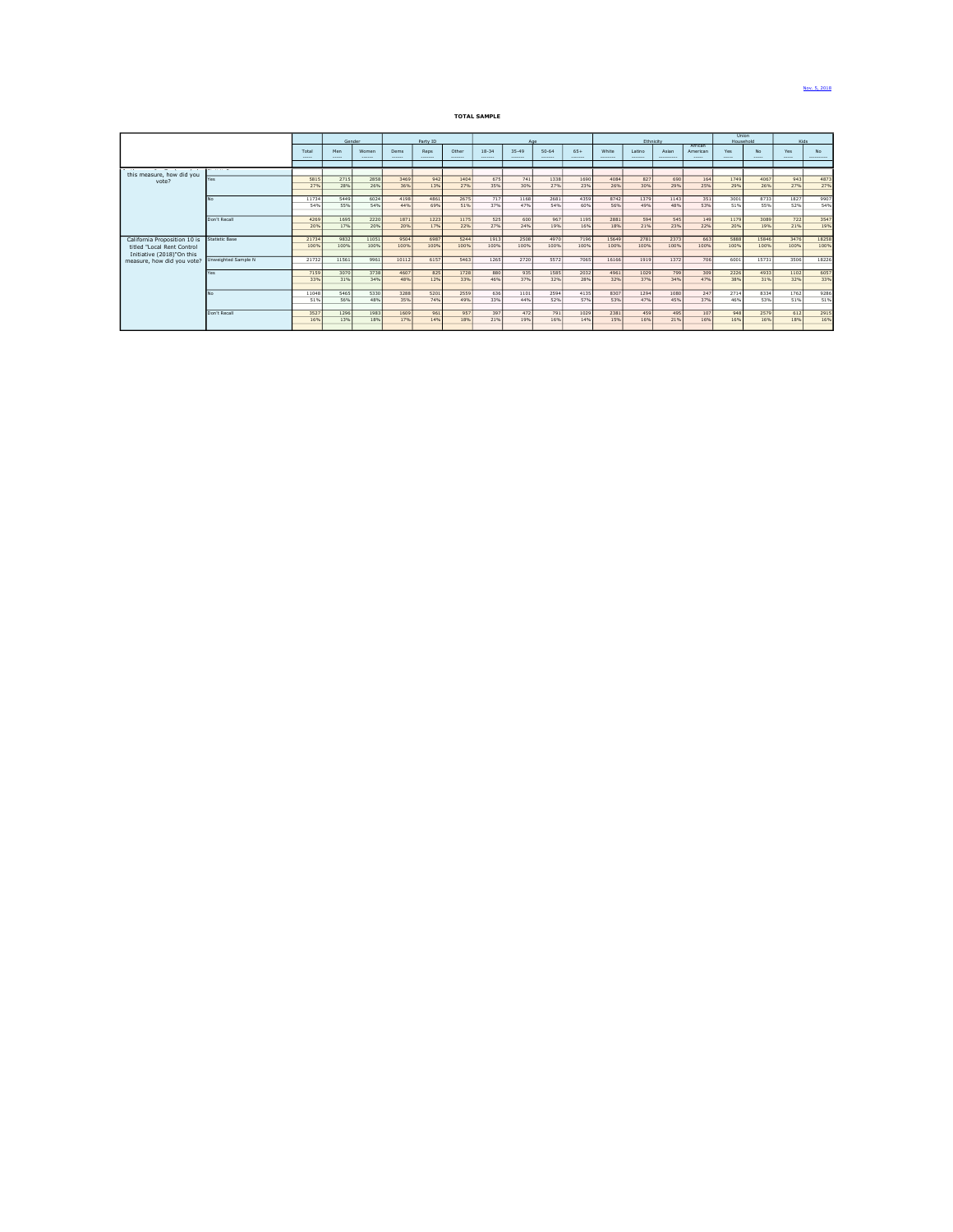Nov. 5, 2018

**TOTAL SAMPLE**

| | | | Gender | | Party ID | | | Age | | | | Ethnicity | | | | Union Household | | Kids | |
|---|---|---|---|---|---|---|---|---|---|---|---|---|---|---|---|---|---|---|---|
| | | Total | Men | Women | Dems | Reps | Other | 18-34 | 35-49 | 50-64 | 65+ | White | Latino | Asian | African American | Yes | No | Yes | No |
| this measure, how did you vote? | Yes | 5815 | 2715 | 2858 | 3469 | 942 | 1404 | 675 | 741 | 1338 | 1690 | 4084 | 827 | 690 | 164 | 1749 | 4067 | 943 | 4873 |
| | | 27% | 28% | 26% | 36% | 13% | 27% | 35% | 30% | 27% | 23% | 26% | 30% | 29% | 25% | 29% | 26% | 27% | 27% |
| | No | 11734 | 5449 | 6024 | 4198 | 4861 | 2675 | 717 | 1168 | 2681 | 4359 | 8742 | 1379 | 1143 | 351 | 3001 | 8733 | 1827 | 9907 |
| | | 54% | 55% | 54% | 44% | 69% | 51% | 37% | 47% | 54% | 60% | 56% | 49% | 48% | 53% | 51% | 55% | 52% | 54% |
| | Don't Recall | 4269 | 1693 | 2220 | 1871 | 1223 | 1175 | 525 | 600 | 967 | 1195 | 2881 | 594 | 545 | 149 | 1179 | 3089 | 722 | 3547 |
| | | 20% | 17% | 20% | 20% | 17% | 22% | 27% | 24% | 19% | 16% | 18% | 21% | 23% | 22% | 20% | 19% | 21% | 19% |
| California Proposition 10 is titled "Local Rent Control Initiative (2018)"On this measure, how did you vote? | Statistic Base | 21734 | 9832 | 11051 | 9504 | 6987 | 5244 | 1913 | 2508 | 4970 | 7196 | 15649 | 2781 | 2373 | 663 | 5888 | 15846 | 3476 | 18258 |
| | | 100% | 100% | 100% | 100% | 100% | 100% | 100% | 100% | 100% | 100% | 100% | 100% | 100% | 100% | 100% | 100% | 100% | 100% |
| | Unweighted Sample N | 21732 | 11561 | 9961 | 10112 | 6157 | 5463 | 1265 | 2720 | 5572 | 7065 | 16166 | 1919 | 1372 | 706 | 6001 | 15731 | 3506 | 18226 |
| | Yes | 7159 | 3070 | 3738 | 4607 | 825 | 1728 | 880 | 935 | 1585 | 2032 | 4961 | 1029 | 799 | 309 | 2226 | 4933 | 1102 | 6057 |
| | | 33% | 31% | 34% | 48% | 12% | 33% | 46% | 37% | 32% | 28% | 32% | 37% | 34% | 47% | 38% | 31% | 32% | 33% |
| | No | 11048 | 5465 | 5330 | 3288 | 5201 | 2559 | 636 | 1101 | 2594 | 4135 | 8307 | 1294 | 1080 | 247 | 2714 | 8334 | 1762 | 9286 |
| | | 51% | 56% | 48% | 35% | 74% | 49% | 33% | 44% | 52% | 57% | 53% | 47% | 45% | 37% | 46% | 53% | 51% | 51% |
| | Don't Recall | 3527 | 1296 | 1983 | 1609 | 961 | 957 | 397 | 472 | 791 | 1029 | 2381 | 459 | 495 | 107 | 948 | 2579 | 612 | 2915 |
| | | 16% | 13% | 18% | 17% | 14% | 18% | 21% | 19% | 16% | 14% | 15% | 16% | 21% | 16% | 16% | 16% | 18% | 16% |